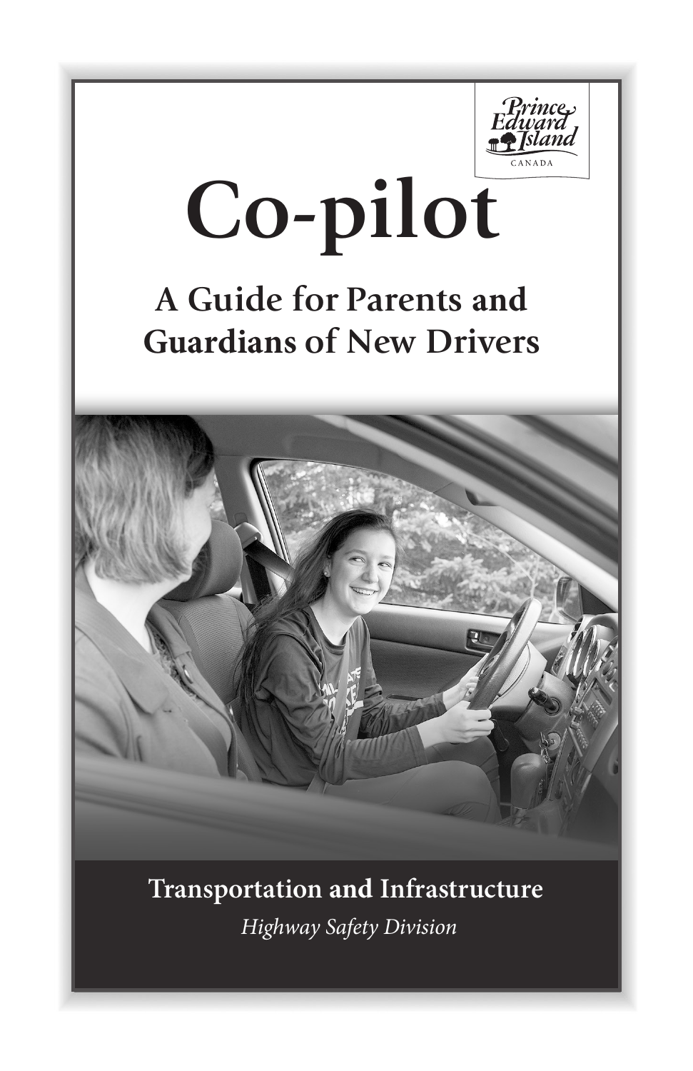Prince Edward Island CANADA

# Co-pilot

## A Guide for Parents and Guardians of New Drivers

**Transportation and Infrastructure**

*Highway Safety Division*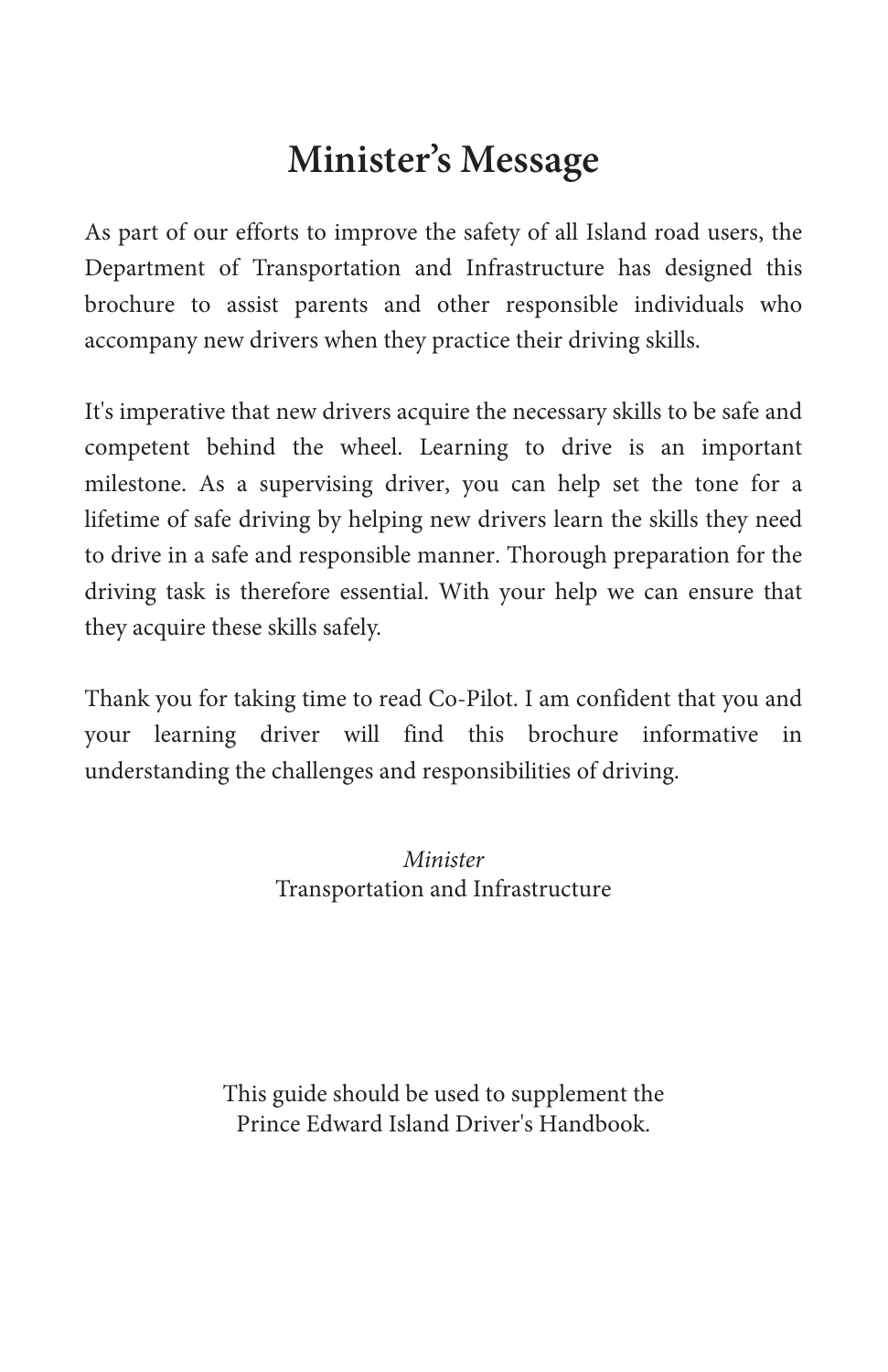# Minister's Message

As part of our efforts to improve the safety of all Island road users, the Department of Transportation and Infrastructure has designed this brochure to assist parents and other responsible individuals who accompany new drivers when they practice their driving skills.

It's imperative that new drivers acquire the necessary skills to be safe and competent behind the wheel. Learning to drive is an important milestone. As a supervising driver, you can help set the tone for a lifetime of safe driving by helping new drivers learn the skills they need to drive in a safe and responsible manner. Thorough preparation for the driving task is therefore essential. With your help we can ensure that they acquire these skills safely.

Thank you for taking time to read Co-Pilot. I am confident that you and your learning driver will find this brochure informative in understanding the challenges and responsibilities of driving.

*Minister*
Transportation and Infrastructure

This guide should be used to supplement the Prince Edward Island Driver's Handbook.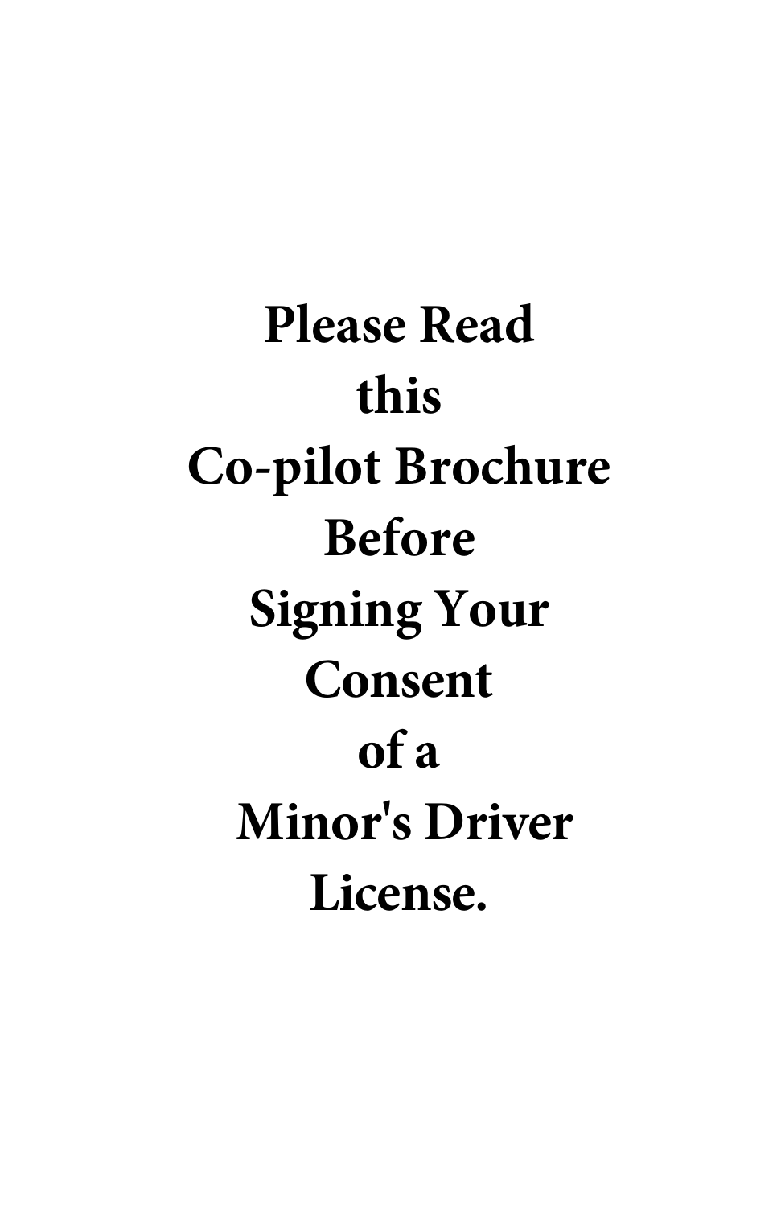**Please Read this Co-pilot Brochure Before Signing Your Consent of a Minor's Driver License.**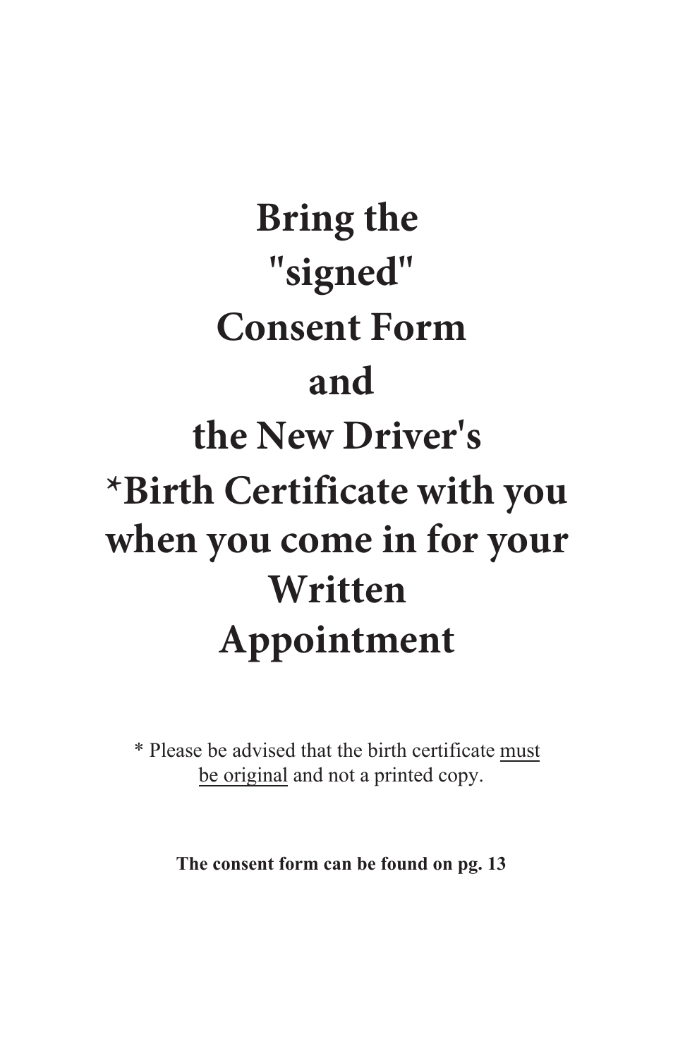# Bring the "signed" Consent Form and the New Driver's *Birth Certificate with you when you come in for your Written Appointment

* Please be advised that the birth certificate <u>must be original</u> and not a printed copy.

**The consent form can be found on pg. 13**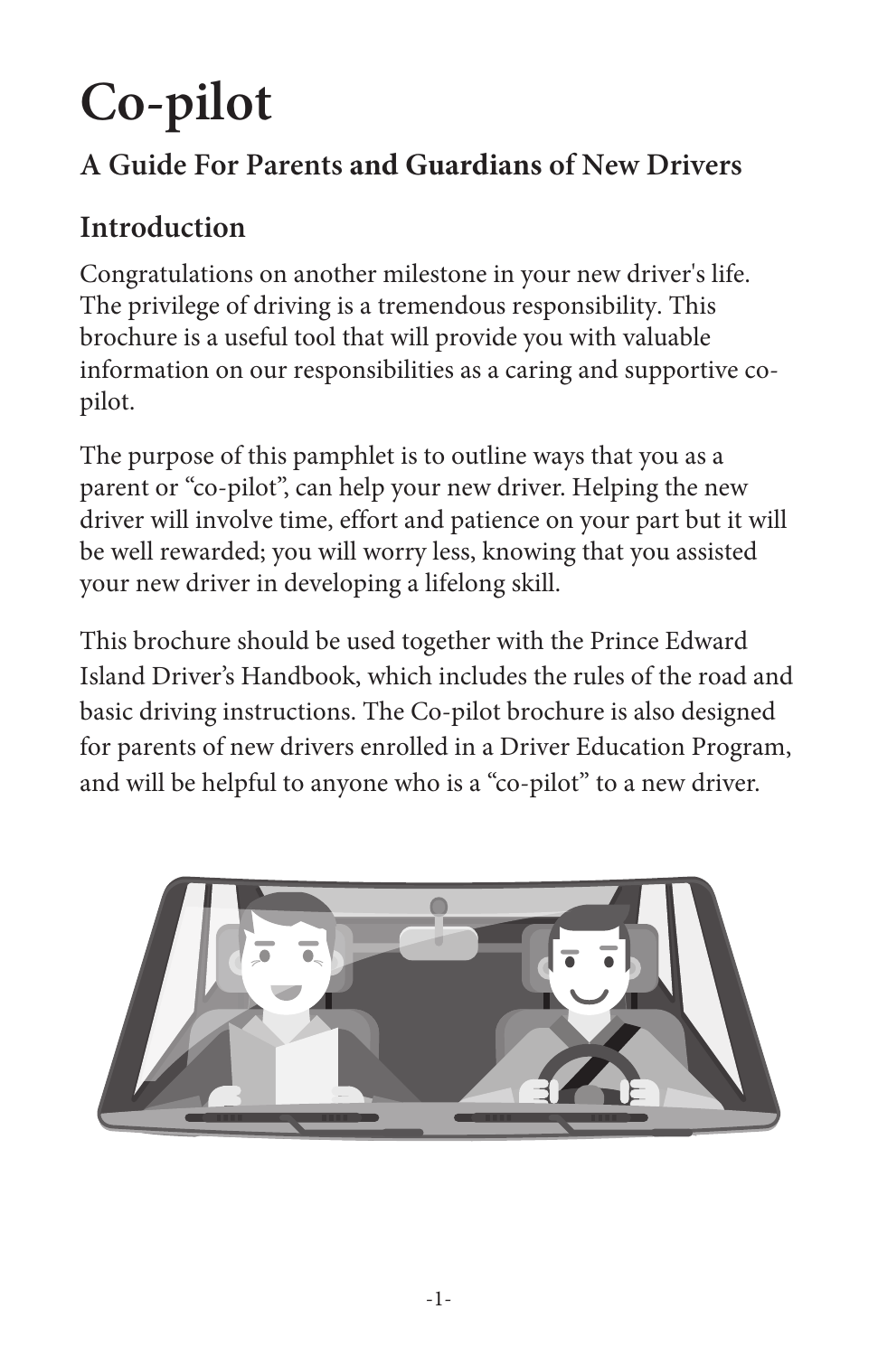# Co-pilot

## A Guide For Parents and Guardians of New Drivers

## Introduction

Congratulations on another milestone in your new driver's life. The privilege of driving is a tremendous responsibility. This brochure is a useful tool that will provide you with valuable information on our responsibilities as a caring and supportive co-pilot.

The purpose of this pamphlet is to outline ways that you as a parent or "co-pilot", can help your new driver. Helping the new driver will involve time, effort and patience on your part but it will be well rewarded; you will worry less, knowing that you assisted your new driver in developing a lifelong skill.

This brochure should be used together with the Prince Edward Island Driver's Handbook, which includes the rules of the road and basic driving instructions. The Co-pilot brochure is also designed for parents of new drivers enrolled in a Driver Education Program, and will be helpful to anyone who is a "co-pilot" to a new driver.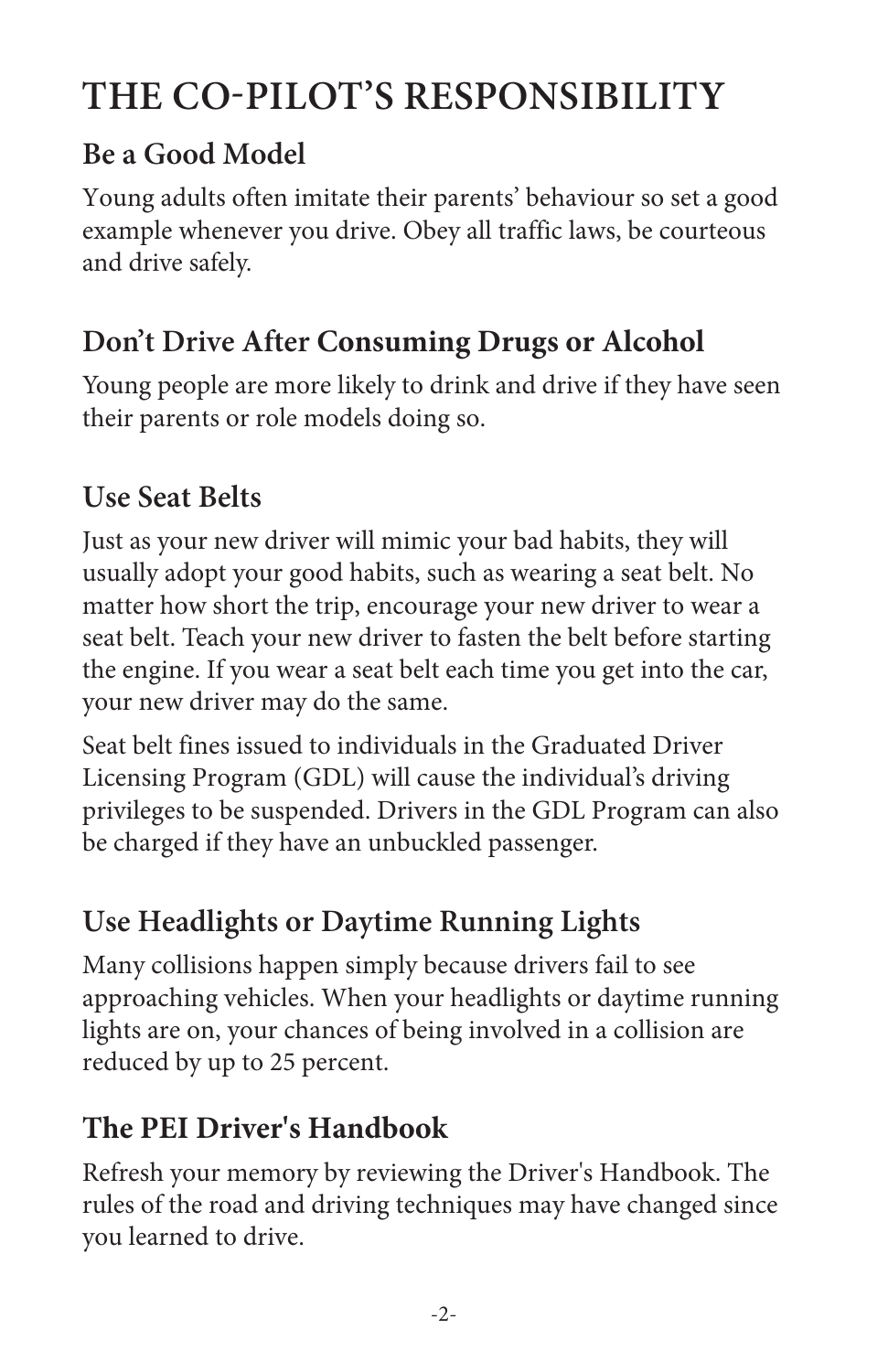# THE CO-PILOT'S RESPONSIBILITY

## Be a Good Model

Young adults often imitate their parents' behaviour so set a good example whenever you drive. Obey all traffic laws, be courteous and drive safely.

## Don't Drive After Consuming Drugs or Alcohol

Young people are more likely to drink and drive if they have seen their parents or role models doing so.

## Use Seat Belts

Just as your new driver will mimic your bad habits, they will usually adopt your good habits, such as wearing a seat belt. No matter how short the trip, encourage your new driver to wear a seat belt. Teach your new driver to fasten the belt before starting the engine. If you wear a seat belt each time you get into the car, your new driver may do the same.

Seat belt fines issued to individuals in the Graduated Driver Licensing Program (GDL) will cause the individual's driving privileges to be suspended. Drivers in the GDL Program can also be charged if they have an unbuckled passenger.

## Use Headlights or Daytime Running Lights

Many collisions happen simply because drivers fail to see approaching vehicles. When your headlights or daytime running lights are on, your chances of being involved in a collision are reduced by up to 25 percent.

## The PEI Driver's Handbook

Refresh your memory by reviewing the Driver's Handbook. The rules of the road and driving techniques may have changed since you learned to drive.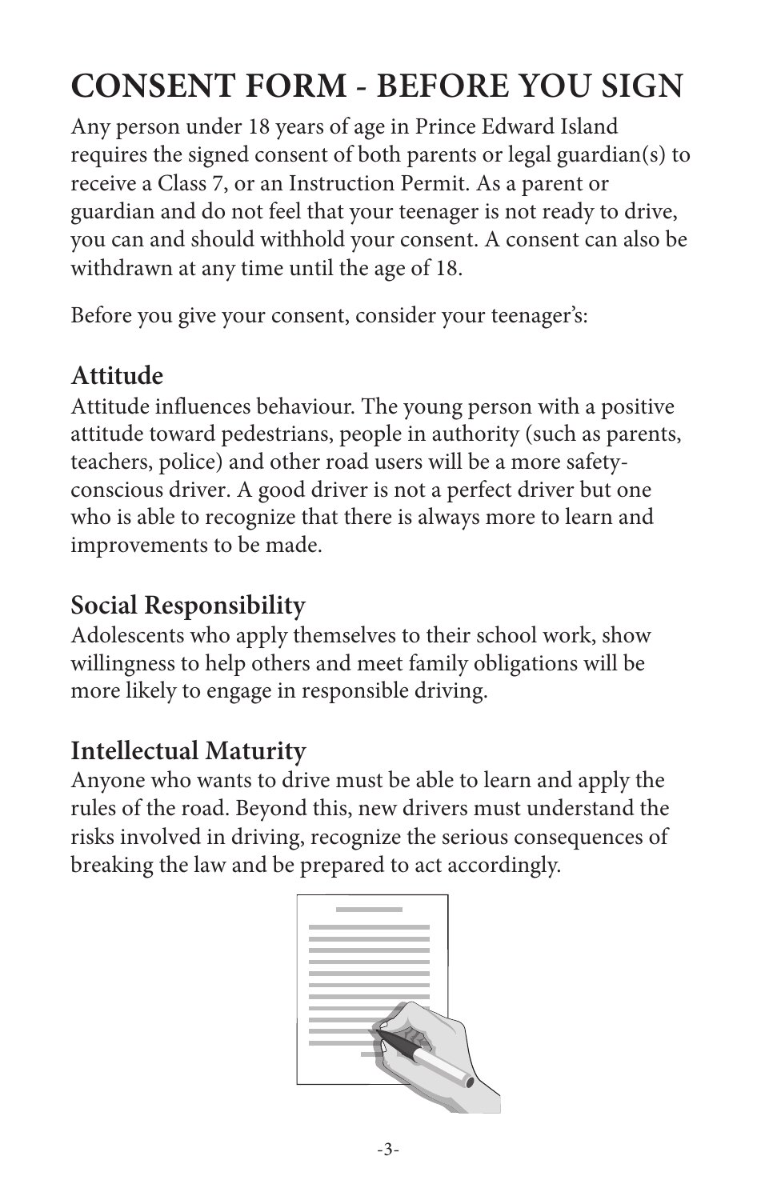# CONSENT FORM - BEFORE YOU SIGN

Any person under 18 years of age in Prince Edward Island requires the signed consent of both parents or legal guardian(s) to receive a Class 7, or an Instruction Permit. As a parent or guardian and do not feel that your teenager is not ready to drive, you can and should withhold your consent. A consent can also be withdrawn at any time until the age of 18.

Before you give your consent, consider your teenager's:

## Attitude

Attitude influences behaviour. The young person with a positive attitude toward pedestrians, people in authority (such as parents, teachers, police) and other road users will be a more safety-conscious driver. A good driver is not a perfect driver but one who is able to recognize that there is always more to learn and improvements to be made.

## Social Responsibility

Adolescents who apply themselves to their school work, show willingness to help others and meet family obligations will be more likely to engage in responsible driving.

## Intellectual Maturity

Anyone who wants to drive must be able to learn and apply the rules of the road. Beyond this, new drivers must understand the risks involved in driving, recognize the serious consequences of breaking the law and be prepared to act accordingly.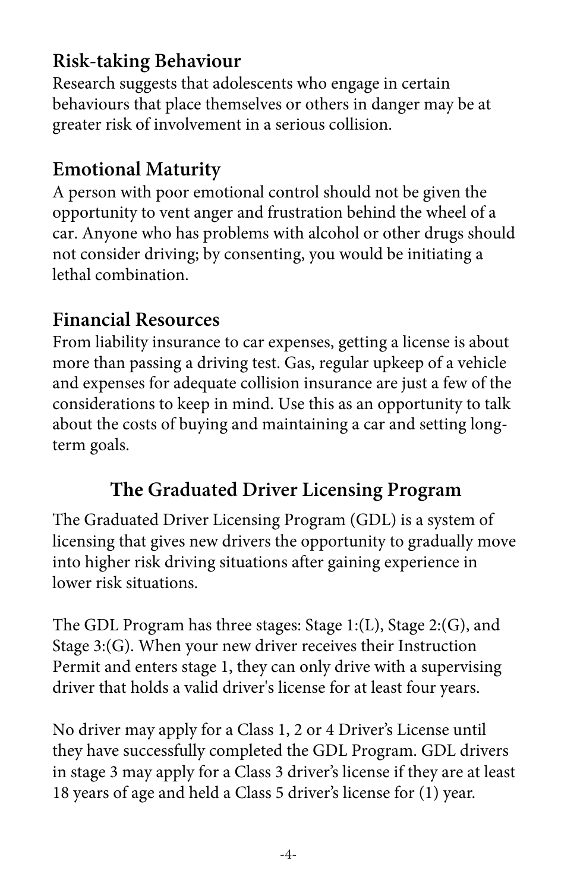## Risk-taking Behaviour

Research suggests that adolescents who engage in certain behaviours that place themselves or others in danger may be at greater risk of involvement in a serious collision.

## Emotional Maturity

A person with poor emotional control should not be given the opportunity to vent anger and frustration behind the wheel of a car. Anyone who has problems with alcohol or other drugs should not consider driving; by consenting, you would be initiating a lethal combination.

## Financial Resources

From liability insurance to car expenses, getting a license is about more than passing a driving test. Gas, regular upkeep of a vehicle and expenses for adequate collision insurance are just a few of the considerations to keep in mind. Use this as an opportunity to talk about the costs of buying and maintaining a car and setting long-term goals.

# The Graduated Driver Licensing Program

The Graduated Driver Licensing Program (GDL) is a system of licensing that gives new drivers the opportunity to gradually move into higher risk driving situations after gaining experience in lower risk situations.

The GDL Program has three stages: Stage 1:(L), Stage 2:(G), and Stage 3:(G). When your new driver receives their Instruction Permit and enters stage 1, they can only drive with a supervising driver that holds a valid driver's license for at least four years.

No driver may apply for a Class 1, 2 or 4 Driver's License until they have successfully completed the GDL Program. GDL drivers in stage 3 may apply for a Class 3 driver's license if they are at least 18 years of age and held a Class 5 driver's license for (1) year.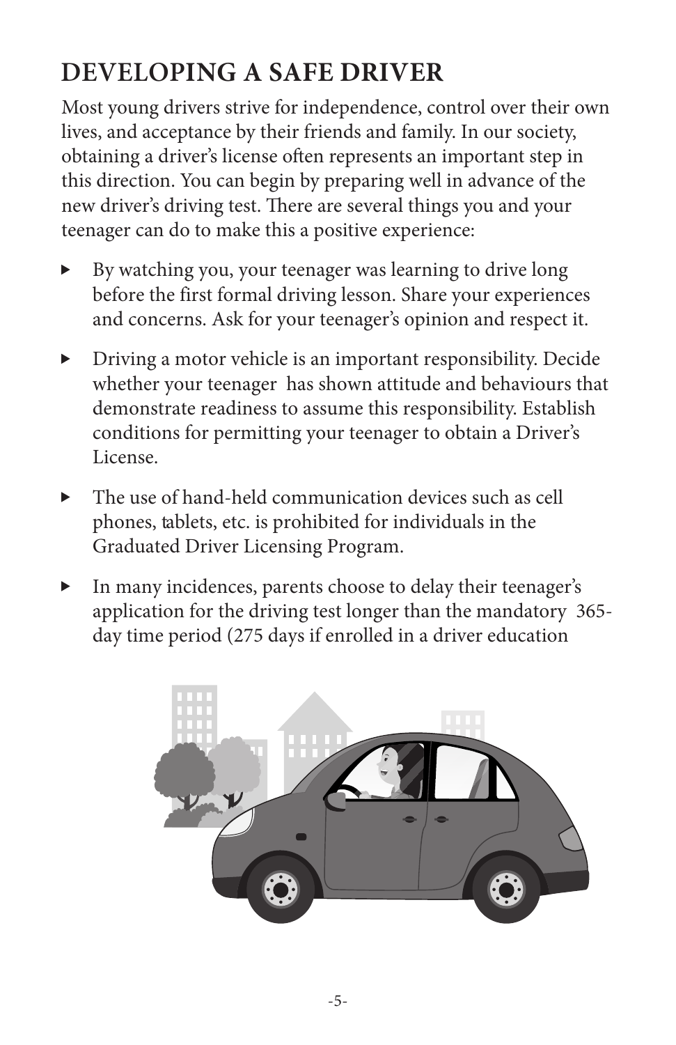## DEVELOPING A SAFE DRIVER

Most young drivers strive for independence, control over their own lives, and acceptance by their friends and family. In our society, obtaining a driver's license often represents an important step in this direction. You can begin by preparing well in advance of the new driver's driving test. There are several things you and your teenager can do to make this a positive experience:

- By watching you, your teenager was learning to drive long before the first formal driving lesson. Share your experiences and concerns. Ask for your teenager's opinion and respect it.
- Driving a motor vehicle is an important responsibility. Decide whether your teenager has shown attitude and behaviours that demonstrate readiness to assume this responsibility. Establish conditions for permitting your teenager to obtain a Driver's License.
- The use of hand-held communication devices such as cell phones, tablets, etc. is prohibited for individuals in the Graduated Driver Licensing Program.
- In many incidences, parents choose to delay their teenager's application for the driving test longer than the mandatory 365-day time period (275 days if enrolled in a driver education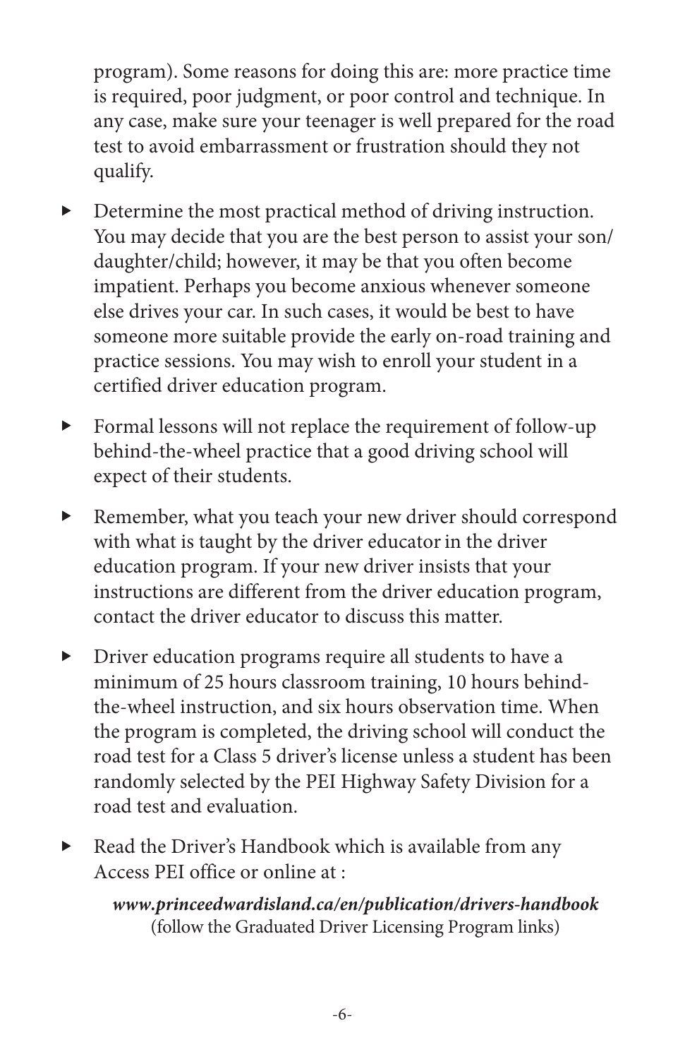program). Some reasons for doing this are: more practice time is required, poor judgment, or poor control and technique. In any case, make sure your teenager is well prepared for the road test to avoid embarrassment or frustration should they not qualify.

- Determine the most practical method of driving instruction. You may decide that you are the best person to assist your son/daughter/child; however, it may be that you often become impatient. Perhaps you become anxious whenever someone else drives your car. In such cases, it would be best to have someone more suitable provide the early on-road training and practice sessions. You may wish to enroll your student in a certified driver education program.

- Formal lessons will not replace the requirement of follow-up behind-the-wheel practice that a good driving school will expect of their students.

- Remember, what you teach your new driver should correspond with what is taught by the driver educator in the driver education program. If your new driver insists that your instructions are different from the driver education program, contact the driver educator to discuss this matter.

- Driver education programs require all students to have a minimum of 25 hours classroom training, 10 hours behind-the-wheel instruction, and six hours observation time. When the program is completed, the driving school will conduct the road test for a Class 5 driver's license unless a student has been randomly selected by the PEI Highway Safety Division for a road test and evaluation.

- Read the Driver's Handbook which is available from any Access PEI office or online at :

  ***www.princeedwardisland.ca/en/publication/drivers-handbook***
  (follow the Graduated Driver Licensing Program links)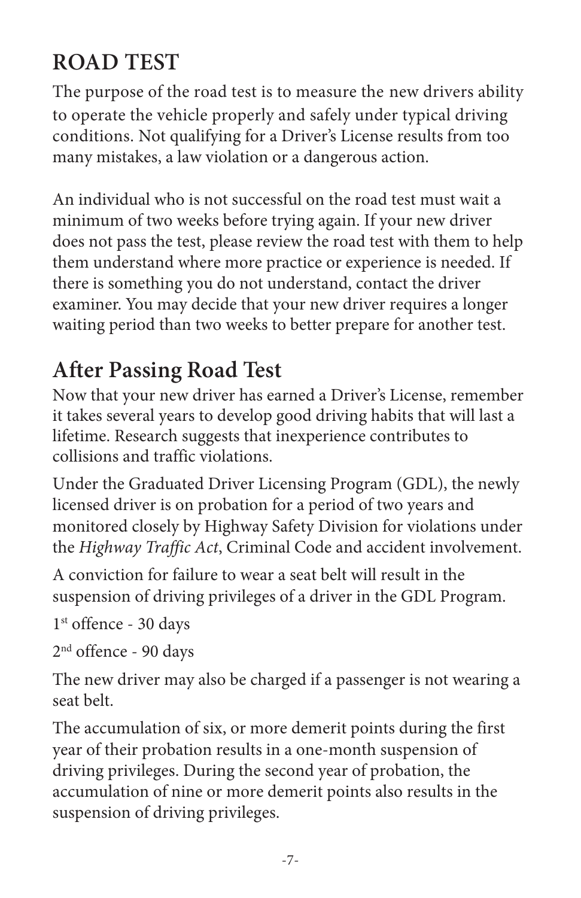# ROAD TEST

The purpose of the road test is to measure the new drivers ability to operate the vehicle properly and safely under typical driving conditions. Not qualifying for a Driver's License results from too many mistakes, a law violation or a dangerous action.

An individual who is not successful on the road test must wait a minimum of two weeks before trying again. If your new driver does not pass the test, please review the road test with them to help them understand where more practice or experience is needed. If there is something you do not understand, contact the driver examiner. You may decide that your new driver requires a longer waiting period than two weeks to better prepare for another test.

## After Passing Road Test

Now that your new driver has earned a Driver's License, remember it takes several years to develop good driving habits that will last a lifetime. Research suggests that inexperience contributes to collisions and traffic violations.

Under the Graduated Driver Licensing Program (GDL), the newly licensed driver is on probation for a period of two years and monitored closely by Highway Safety Division for violations under the *Highway Traffic Act*, Criminal Code and accident involvement.

A conviction for failure to wear a seat belt will result in the suspension of driving privileges of a driver in the GDL Program.

1st offence - 30 days

2nd offence - 90 days

The new driver may also be charged if a passenger is not wearing a seat belt.

The accumulation of six, or more demerit points during the first year of their probation results in a one-month suspension of driving privileges. During the second year of probation, the accumulation of nine or more demerit points also results in the suspension of driving privileges.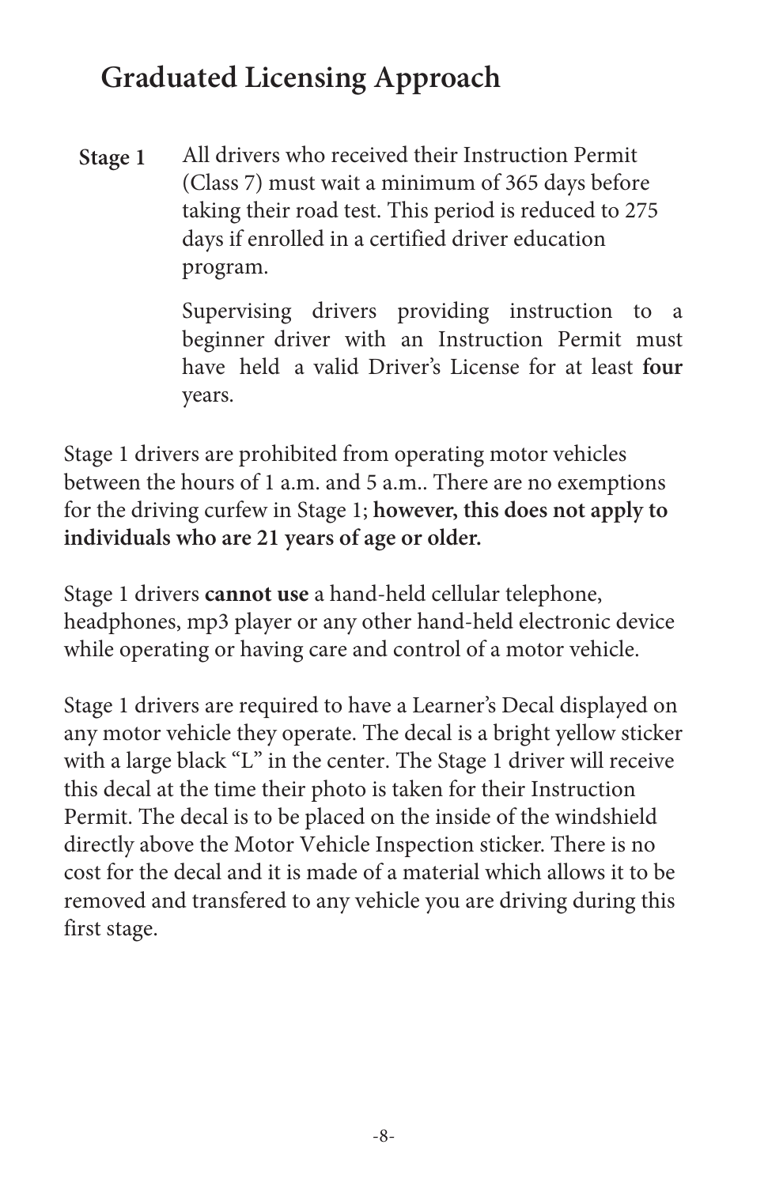## Graduated Licensing Approach

**Stage 1** All drivers who received their Instruction Permit (Class 7) must wait a minimum of 365 days before taking their road test. This period is reduced to 275 days if enrolled in a certified driver education program.

Supervising drivers providing instruction to a beginner driver with an Instruction Permit must have held a valid Driver's License for at least **four** years.

Stage 1 drivers are prohibited from operating motor vehicles between the hours of 1 a.m. and 5 a.m.. There are no exemptions for the driving curfew in Stage 1; **however, this does not apply to individuals who are 21 years of age or older.**

Stage 1 drivers **cannot use** a hand-held cellular telephone, headphones, mp3 player or any other hand-held electronic device while operating or having care and control of a motor vehicle.

Stage 1 drivers are required to have a Learner's Decal displayed on any motor vehicle they operate. The decal is a bright yellow sticker with a large black "L" in the center. The Stage 1 driver will receive this decal at the time their photo is taken for their Instruction Permit. The decal is to be placed on the inside of the windshield directly above the Motor Vehicle Inspection sticker. There is no cost for the decal and it is made of a material which allows it to be removed and transfered to any vehicle you are driving during this first stage.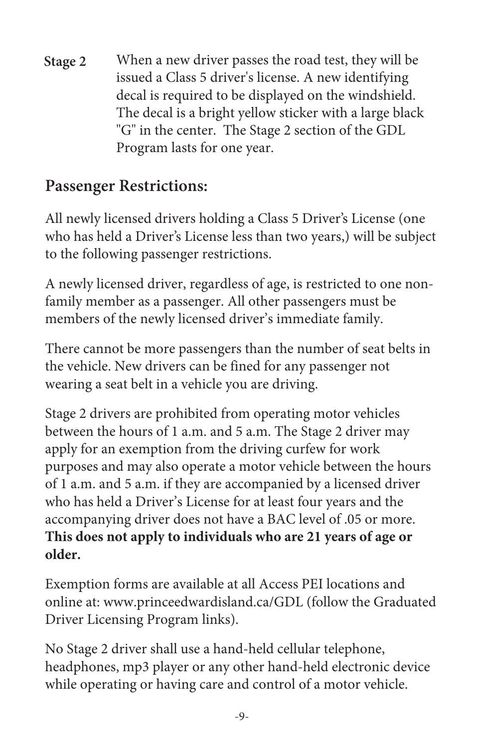**Stage 2** When a new driver passes the road test, they will be issued a Class 5 driver's license. A new identifying decal is required to be displayed on the windshield. The decal is a bright yellow sticker with a large black "G" in the center. The Stage 2 section of the GDL Program lasts for one year.

## Passenger Restrictions:

All newly licensed drivers holding a Class 5 Driver's License (one who has held a Driver's License less than two years,) will be subject to the following passenger restrictions.

A newly licensed driver, regardless of age, is restricted to one non-family member as a passenger. All other passengers must be members of the newly licensed driver's immediate family.

There cannot be more passengers than the number of seat belts in the vehicle. New drivers can be fined for any passenger not wearing a seat belt in a vehicle you are driving.

Stage 2 drivers are prohibited from operating motor vehicles between the hours of 1 a.m. and 5 a.m. The Stage 2 driver may apply for an exemption from the driving curfew for work purposes and may also operate a motor vehicle between the hours of 1 a.m. and 5 a.m. if they are accompanied by a licensed driver who has held a Driver's License for at least four years and the accompanying driver does not have a BAC level of .05 or more. **This does not apply to individuals who are 21 years of age or older.**

Exemption forms are available at all Access PEI locations and online at: www.princeedwardisland.ca/GDL (follow the Graduated Driver Licensing Program links).

No Stage 2 driver shall use a hand-held cellular telephone, headphones, mp3 player or any other hand-held electronic device while operating or having care and control of a motor vehicle.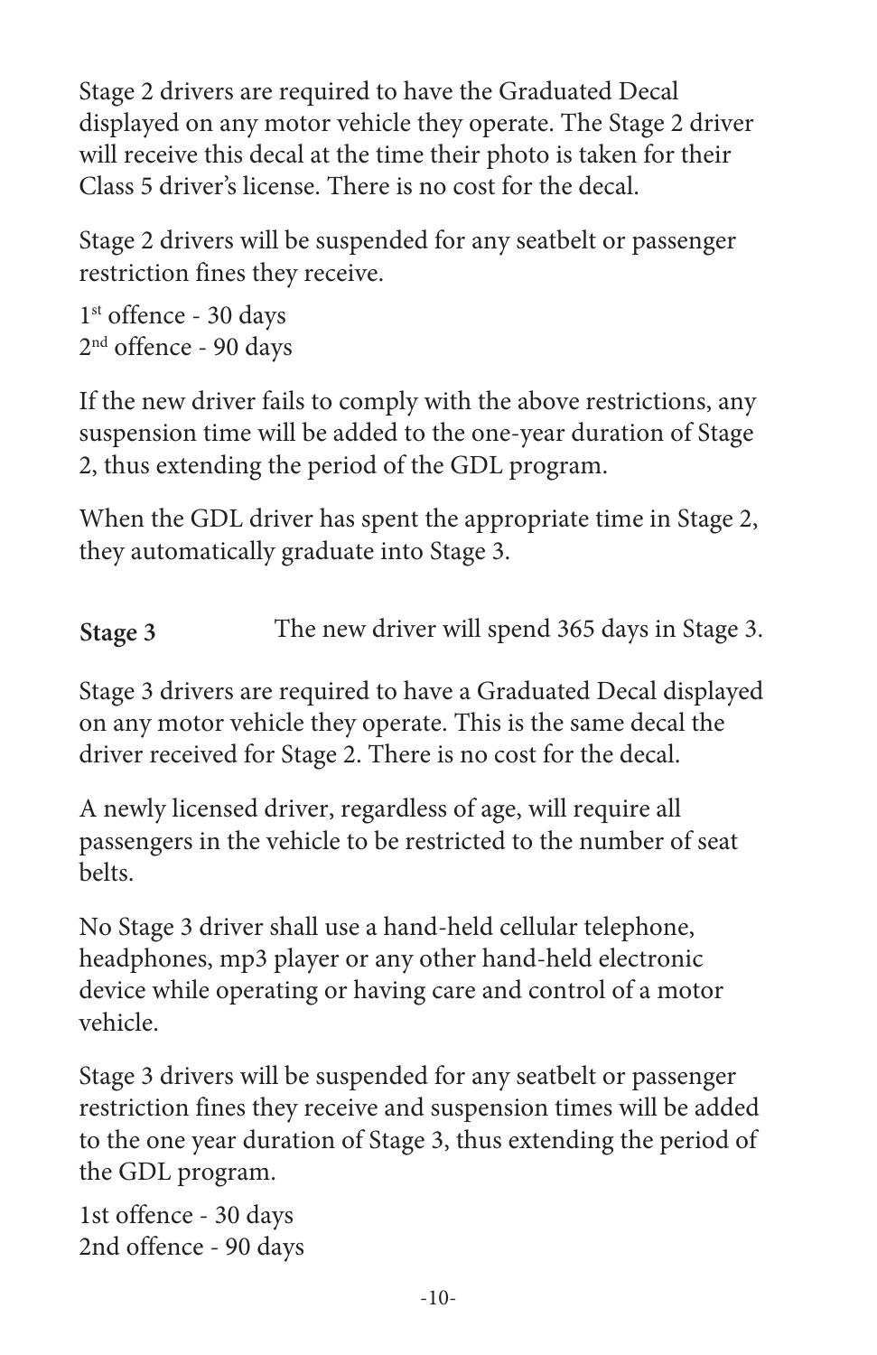Stage 2 drivers are required to have the Graduated Decal displayed on any motor vehicle they operate. The Stage 2 driver will receive this decal at the time their photo is taken for their Class 5 driver's license. There is no cost for the decal.

Stage 2 drivers will be suspended for any seatbelt or passenger restriction fines they receive.

1st offence - 30 days
2nd offence - 90 days

If the new driver fails to comply with the above restrictions, any suspension time will be added to the one-year duration of Stage 2, thus extending the period of the GDL program.

When the GDL driver has spent the appropriate time in Stage 2, they automatically graduate into Stage 3.

**Stage 3** The new driver will spend 365 days in Stage 3.

Stage 3 drivers are required to have a Graduated Decal displayed on any motor vehicle they operate. This is the same decal the driver received for Stage 2. There is no cost for the decal.

A newly licensed driver, regardless of age, will require all passengers in the vehicle to be restricted to the number of seat belts.

No Stage 3 driver shall use a hand-held cellular telephone, headphones, mp3 player or any other hand-held electronic device while operating or having care and control of a motor vehicle.

Stage 3 drivers will be suspended for any seatbelt or passenger restriction fines they receive and suspension times will be added to the one year duration of Stage 3, thus extending the period of the GDL program.

1st offence - 30 days
2nd offence - 90 days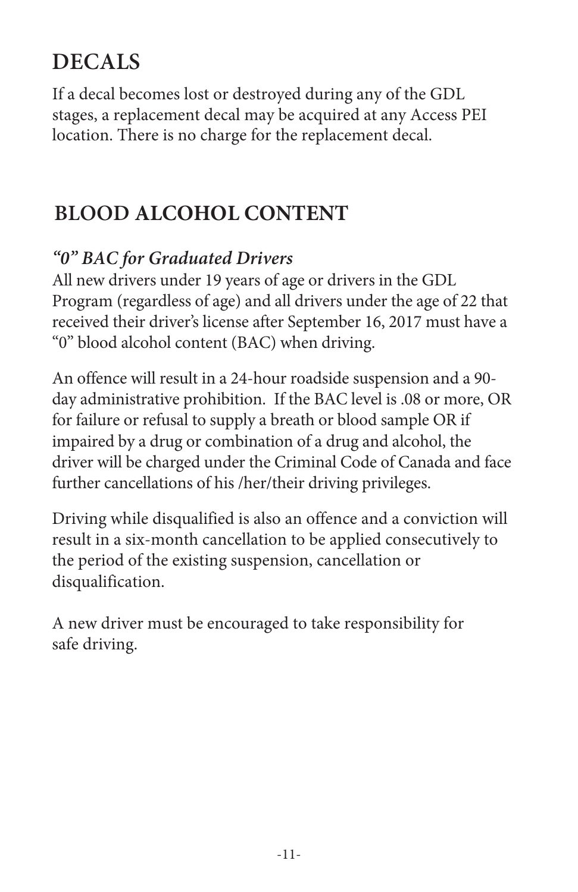# DECALS

If a decal becomes lost or destroyed during any of the GDL stages, a replacement decal may be acquired at any Access PEI location. There is no charge for the replacement decal.

# BLOOD ALCOHOL CONTENT

### *"0" BAC for Graduated Drivers*

All new drivers under 19 years of age or drivers in the GDL Program (regardless of age) and all drivers under the age of 22 that received their driver's license after September 16, 2017 must have a "0" blood alcohol content (BAC) when driving.

An offence will result in a 24-hour roadside suspension and a 90-day administrative prohibition. If the BAC level is .08 or more, OR for failure or refusal to supply a breath or blood sample OR if impaired by a drug or combination of a drug and alcohol, the driver will be charged under the Criminal Code of Canada and face further cancellations of his /her/their driving privileges.

Driving while disqualified is also an offence and a conviction will result in a six-month cancellation to be applied consecutively to the period of the existing suspension, cancellation or disqualification.

A new driver must be encouraged to take responsibility for safe driving.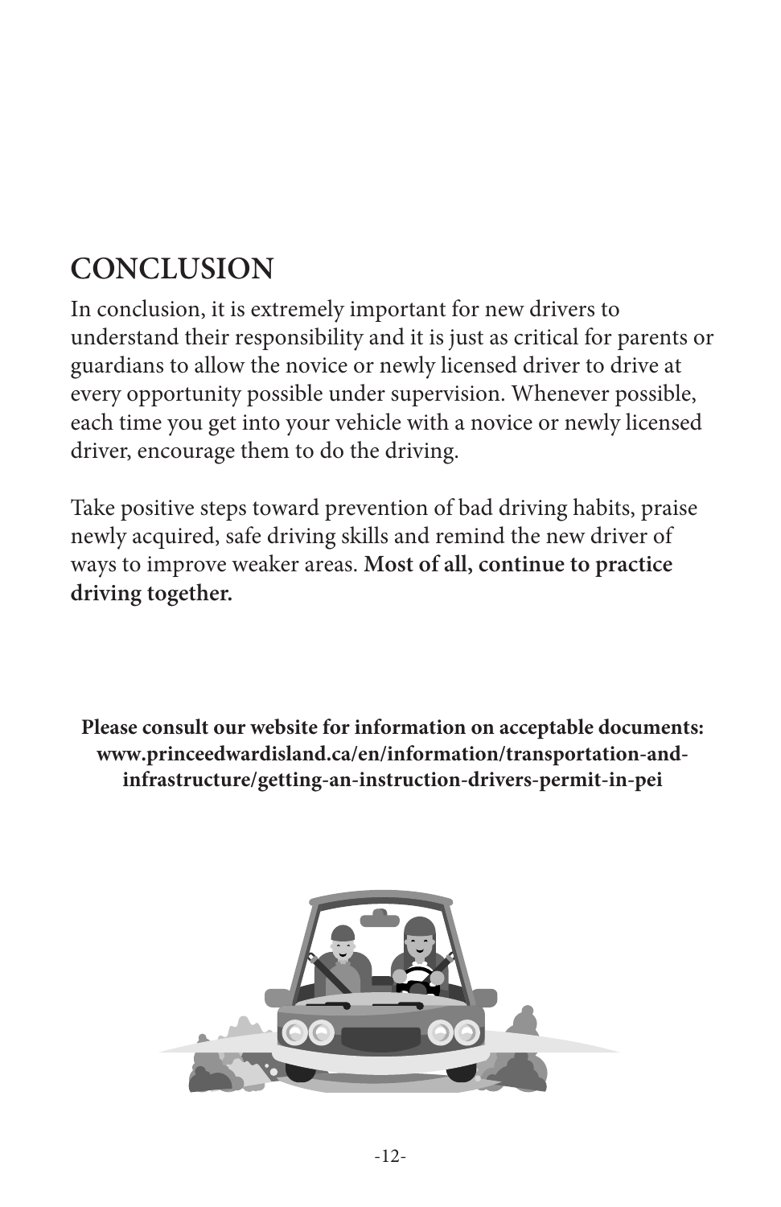## CONCLUSION

In conclusion, it is extremely important for new drivers to understand their responsibility and it is just as critical for parents or guardians to allow the novice or newly licensed driver to drive at every opportunity possible under supervision. Whenever possible, each time you get into your vehicle with a novice or newly licensed driver, encourage them to do the driving.

Take positive steps toward prevention of bad driving habits, praise newly acquired, safe driving skills and remind the new driver of ways to improve weaker areas. **Most of all, continue to practice driving together.**

**Please consult our website for information on acceptable documents: www.princeedwardisland.ca/en/information/transportation-and-infrastructure/getting-an-instruction-drivers-permit-in-pei**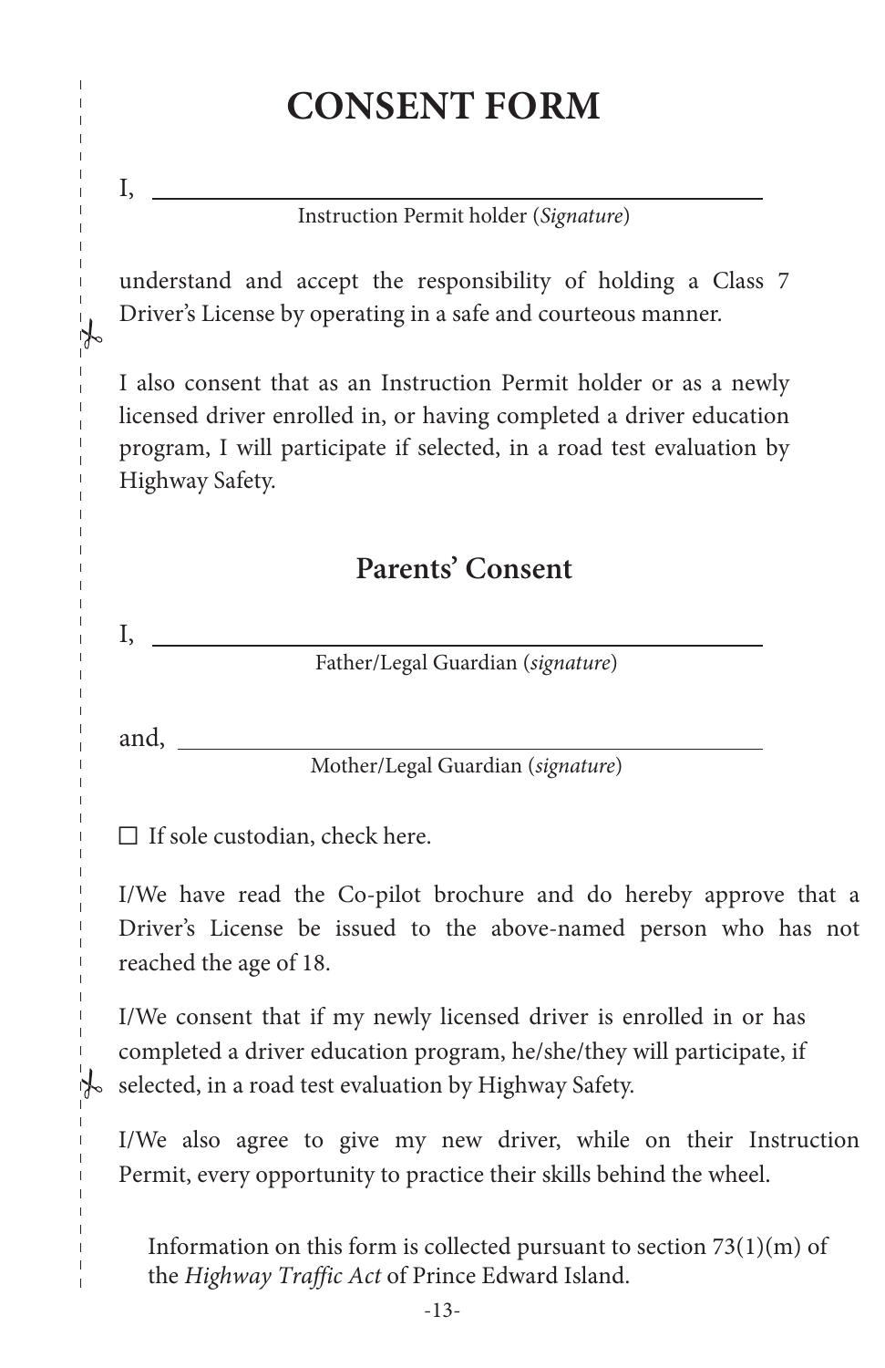# CONSENT FORM

I, \_\_\_\_\_\_\_\_\_\_\_\_\_\_\_\_\_\_\_\_\_\_\_\_\_\_\_\_\_\_\_\_\_\_\_\_\_\_\_\_\_\_\_\_

Instruction Permit holder (*Signature*)

understand and accept the responsibility of holding a Class 7 Driver's License by operating in a safe and courteous manner.

I also consent that as an Instruction Permit holder or as a newly licensed driver enrolled in, or having completed a driver education program, I will participate if selected, in a road test evaluation by Highway Safety.

## Parents' Consent

I, \_\_\_\_\_\_\_\_\_\_\_\_\_\_\_\_\_\_\_\_\_\_\_\_\_\_\_\_\_\_\_\_\_\_\_\_\_\_\_\_\_\_\_\_

Father/Legal Guardian (*signature*)

and, \_\_\_\_\_\_\_\_\_\_\_\_\_\_\_\_\_\_\_\_\_\_\_\_\_\_\_\_\_\_\_\_\_\_\_\_\_\_\_\_\_\_\_\_

Mother/Legal Guardian (*signature*)

☐ If sole custodian, check here.

I/We have read the Co-pilot brochure and do hereby approve that a Driver's License be issued to the above-named person who has not reached the age of 18.

I/We consent that if my newly licensed driver is enrolled in or has completed a driver education program, he/she/they will participate, if selected, in a road test evaluation by Highway Safety.

I/We also agree to give my new driver, while on their Instruction Permit, every opportunity to practice their skills behind the wheel.

Information on this form is collected pursuant to section 73(1)(m) of the *Highway Traffic Act* of Prince Edward Island.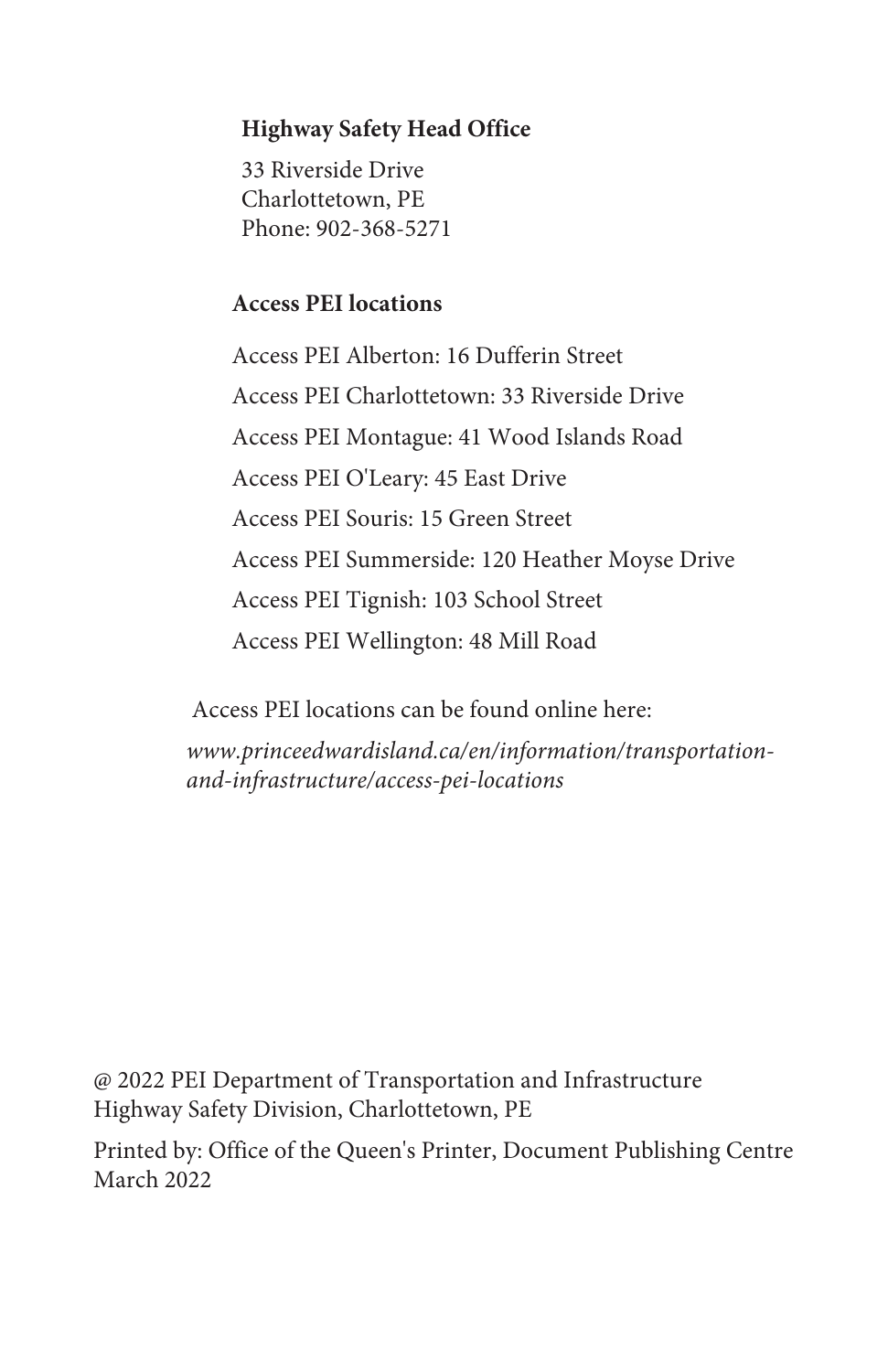**Highway Safety Head Office**

33 Riverside Drive
Charlottetown, PE
Phone: 902-368-5271

**Access PEI locations**

Access PEI Alberton: 16 Dufferin Street

Access PEI Charlottetown: 33 Riverside Drive

Access PEI Montague: 41 Wood Islands Road

Access PEI O'Leary: 45 East Drive

Access PEI Souris: 15 Green Street

Access PEI Summerside: 120 Heather Moyse Drive

Access PEI Tignish: 103 School Street

Access PEI Wellington: 48 Mill Road

Access PEI locations can be found online here:

*www.princeedwardisland.ca/en/information/transportation-and-infrastructure/access-pei-locations*

@ 2022 PEI Department of Transportation and Infrastructure
Highway Safety Division, Charlottetown, PE

Printed by: Office of the Queen's Printer, Document Publishing Centre
March 2022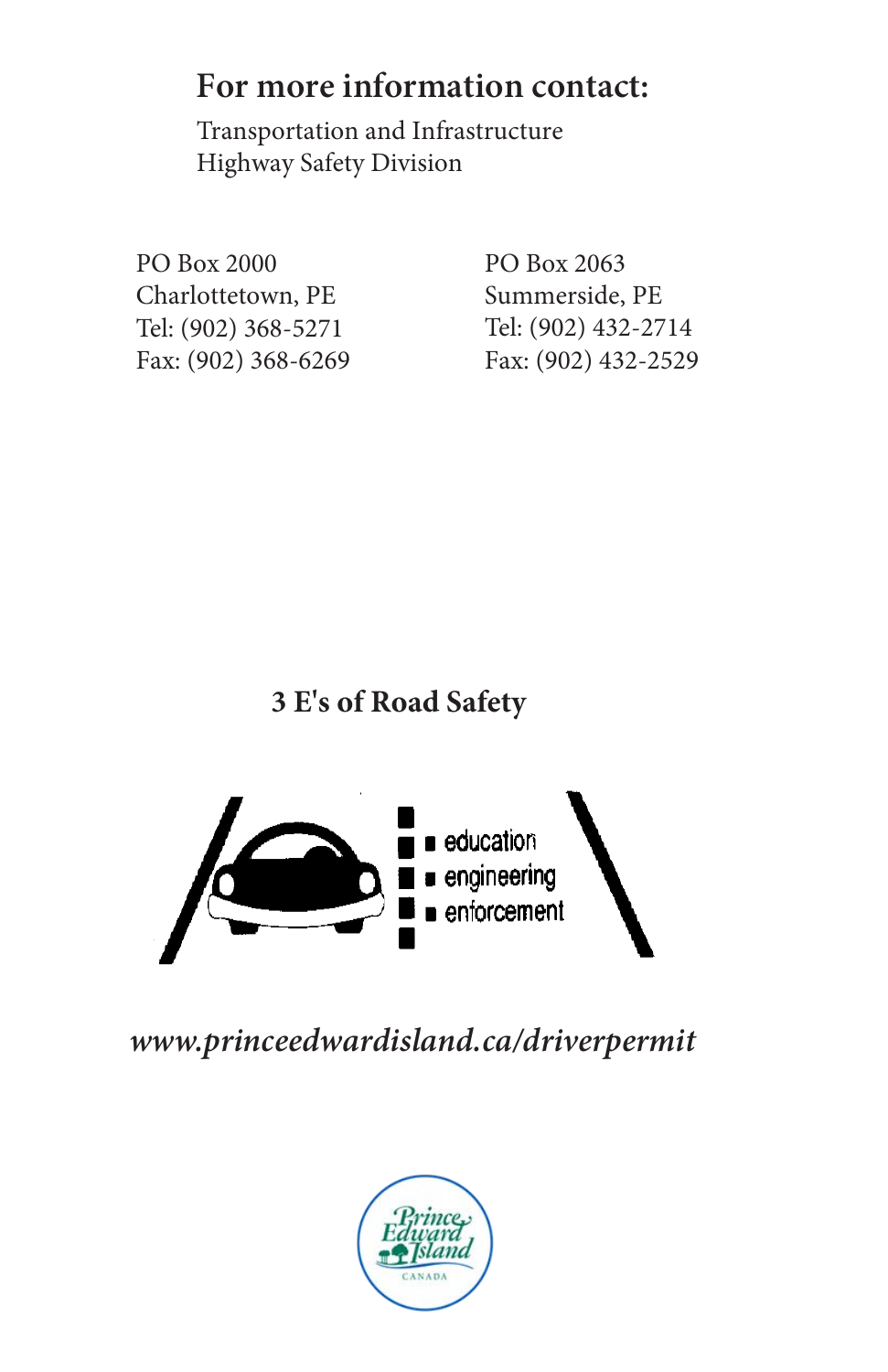## For more information contact:

Transportation and Infrastructure
Highway Safety Division

PO Box 2000
Charlottetown, PE
Tel: (902) 368-5271
Fax: (902) 368-6269

PO Box 2063
Summerside, PE
Tel: (902) 432-2714
Fax: (902) 432-2529

### 3 E's of Road Safety

- education
- engineering
- enforcement

*www.princeedwardisland.ca/driverpermit*

Prince Edward Island
CANADA